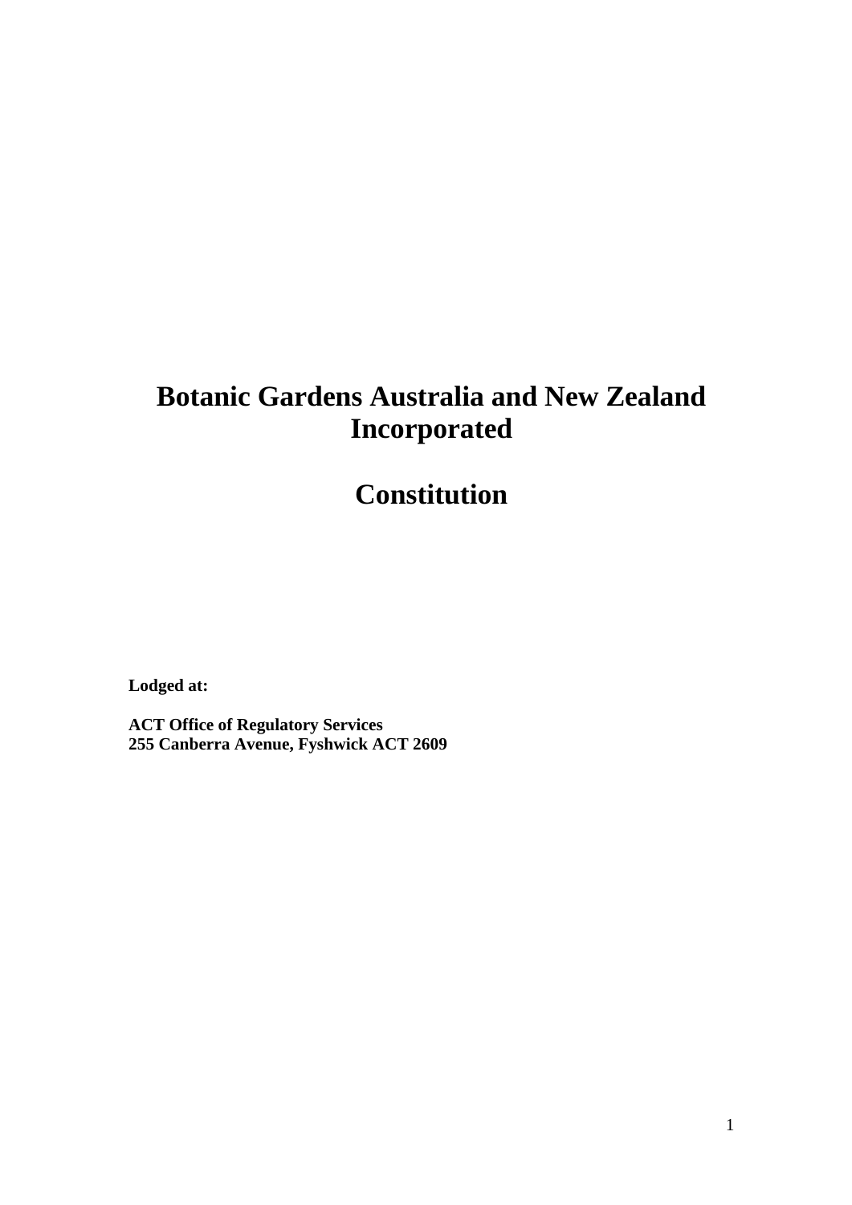# Botanic Gardens Australia and New Zealand Incorporated

# Constitution

**Lodged at:**

**ACT Office of Regulatory Services**
**255 Canberra Avenue, Fyshwick ACT 2609**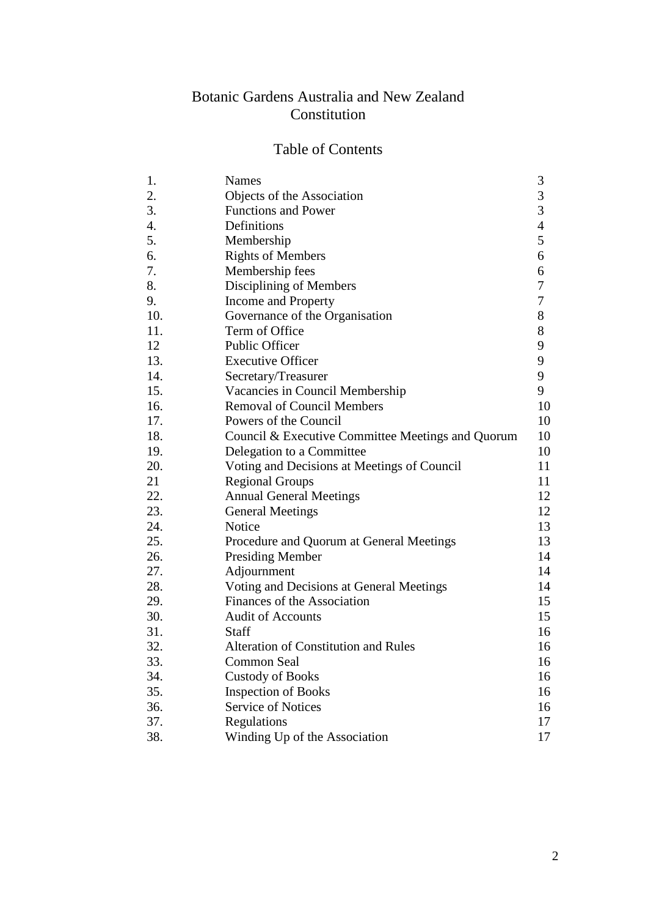# Botanic Gardens Australia and New Zealand Constitution

## Table of Contents

| | | |
|---|---|---|
| 1. | Names | 3 |
| 2. | Objects of the Association | 3 |
| 3. | Functions and Power | 3 |
| 4. | Definitions | 4 |
| 5. | Membership | 5 |
| 6. | Rights of Members | 6 |
| 7. | Membership fees | 6 |
| 8. | Disciplining of Members | 7 |
| 9. | Income and Property | 7 |
| 10. | Governance of the Organisation | 8 |
| 11. | Term of Office | 8 |
| 12 | Public Officer | 9 |
| 13. | Executive Officer | 9 |
| 14. | Secretary/Treasurer | 9 |
| 15. | Vacancies in Council Membership | 9 |
| 16. | Removal of Council Members | 10 |
| 17. | Powers of the Council | 10 |
| 18. | Council & Executive Committee Meetings and Quorum | 10 |
| 19. | Delegation to a Committee | 10 |
| 20. | Voting and Decisions at Meetings of Council | 11 |
| 21 | Regional Groups | 11 |
| 22. | Annual General Meetings | 12 |
| 23. | General Meetings | 12 |
| 24. | Notice | 13 |
| 25. | Procedure and Quorum at General Meetings | 13 |
| 26. | Presiding Member | 14 |
| 27. | Adjournment | 14 |
| 28. | Voting and Decisions at General Meetings | 14 |
| 29. | Finances of the Association | 15 |
| 30. | Audit of Accounts | 15 |
| 31. | Staff | 16 |
| 32. | Alteration of Constitution and Rules | 16 |
| 33. | Common Seal | 16 |
| 34. | Custody of Books | 16 |
| 35. | Inspection of Books | 16 |
| 36. | Service of Notices | 16 |
| 37. | Regulations | 17 |
| 38. | Winding Up of the Association | 17 |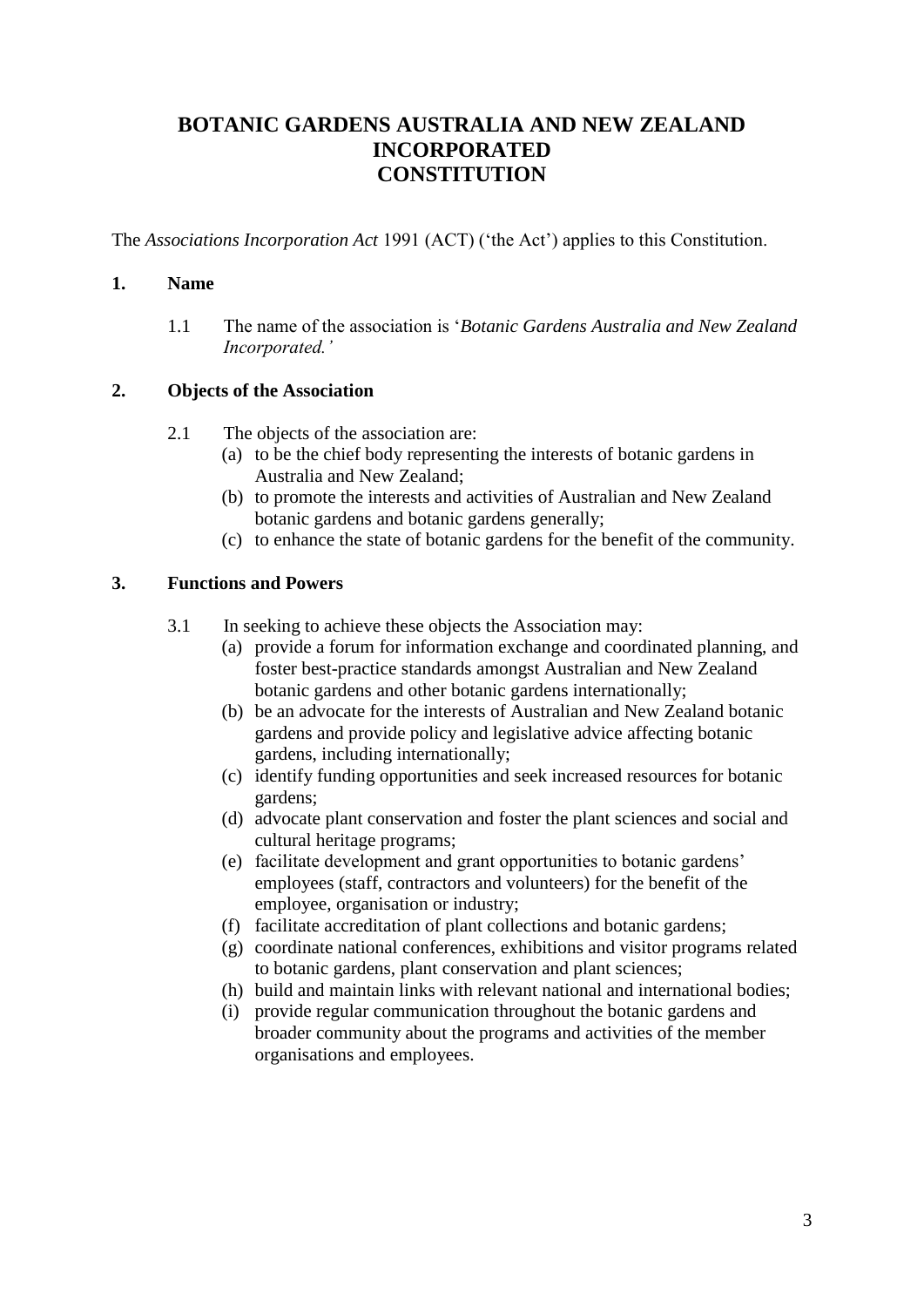# BOTANIC GARDENS AUSTRALIA AND NEW ZEALAND INCORPORATED
# CONSTITUTION

The *Associations Incorporation Act* 1991 (ACT) ('the Act') applies to this Constitution.

## 1. Name

1.1 The name of the association is '*Botanic Gardens Australia and New Zealand Incorporated.'*

## 2. Objects of the Association

2.1 The objects of the association are:

(a) to be the chief body representing the interests of botanic gardens in Australia and New Zealand;

(b) to promote the interests and activities of Australian and New Zealand botanic gardens and botanic gardens generally;

(c) to enhance the state of botanic gardens for the benefit of the community.

## 3. Functions and Powers

3.1 In seeking to achieve these objects the Association may:

(a) provide a forum for information exchange and coordinated planning, and foster best-practice standards amongst Australian and New Zealand botanic gardens and other botanic gardens internationally;

(b) be an advocate for the interests of Australian and New Zealand botanic gardens and provide policy and legislative advice affecting botanic gardens, including internationally;

(c) identify funding opportunities and seek increased resources for botanic gardens;

(d) advocate plant conservation and foster the plant sciences and social and cultural heritage programs;

(e) facilitate development and grant opportunities to botanic gardens' employees (staff, contractors and volunteers) for the benefit of the employee, organisation or industry;

(f) facilitate accreditation of plant collections and botanic gardens;

(g) coordinate national conferences, exhibitions and visitor programs related to botanic gardens, plant conservation and plant sciences;

(h) build and maintain links with relevant national and international bodies;

(i) provide regular communication throughout the botanic gardens and broader community about the programs and activities of the member organisations and employees.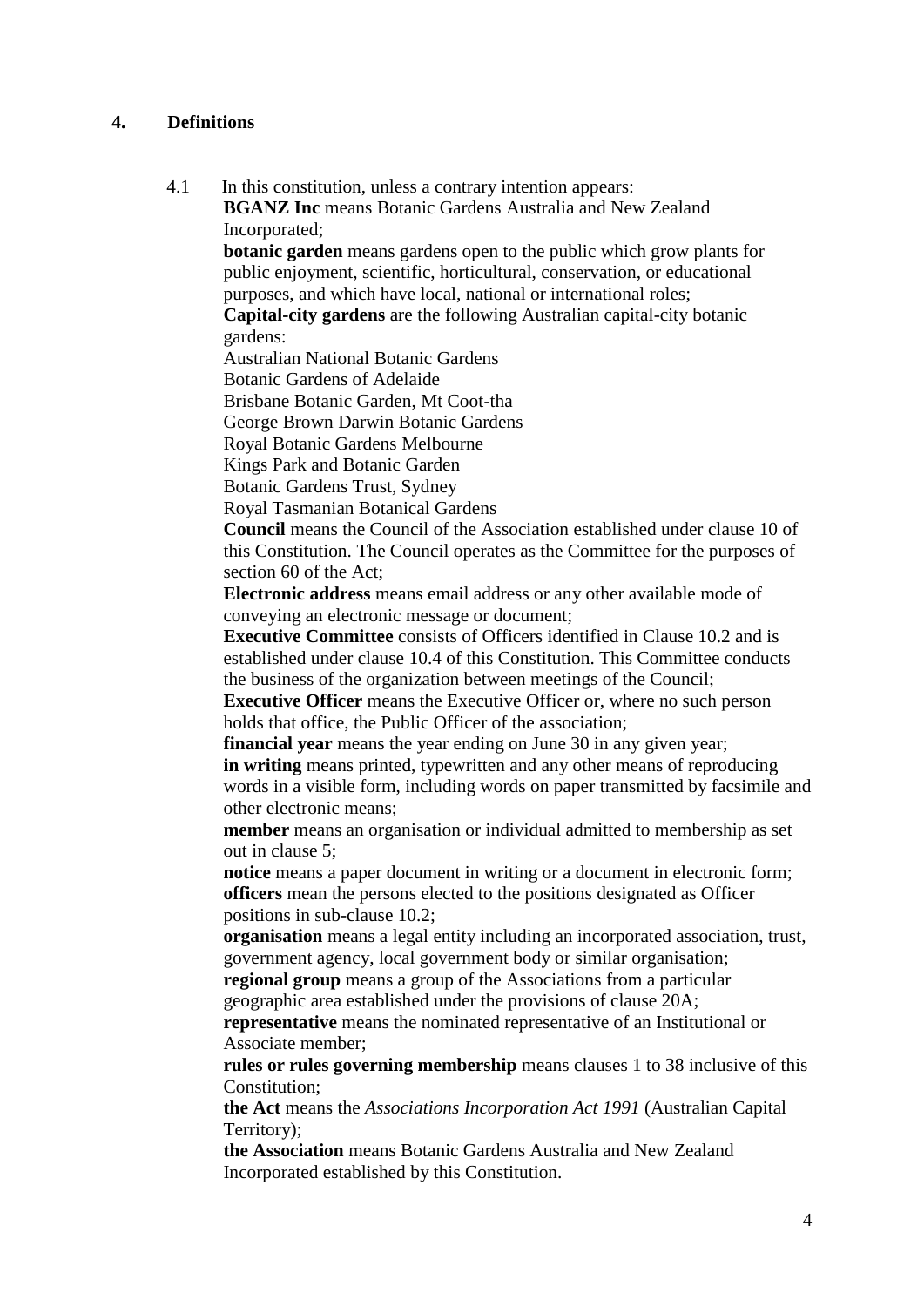## 4. Definitions

4.1 In this constitution, unless a contrary intention appears:

**BGANZ Inc** means Botanic Gardens Australia and New Zealand Incorporated;

**botanic garden** means gardens open to the public which grow plants for public enjoyment, scientific, horticultural, conservation, or educational purposes, and which have local, national or international roles;

**Capital-city gardens** are the following Australian capital-city botanic gardens:

Australian National Botanic Gardens
Botanic Gardens of Adelaide
Brisbane Botanic Garden, Mt Coot-tha
George Brown Darwin Botanic Gardens
Royal Botanic Gardens Melbourne
Kings Park and Botanic Garden
Botanic Gardens Trust, Sydney
Royal Tasmanian Botanical Gardens

**Council** means the Council of the Association established under clause 10 of this Constitution. The Council operates as the Committee for the purposes of section 60 of the Act;

**Electronic address** means email address or any other available mode of conveying an electronic message or document;

**Executive Committee** consists of Officers identified in Clause 10.2 and is established under clause 10.4 of this Constitution. This Committee conducts the business of the organization between meetings of the Council;

**Executive Officer** means the Executive Officer or, where no such person holds that office, the Public Officer of the association;

**financial year** means the year ending on June 30 in any given year;

**in writing** means printed, typewritten and any other means of reproducing words in a visible form, including words on paper transmitted by facsimile and other electronic means;

**member** means an organisation or individual admitted to membership as set out in clause 5;

**notice** means a paper document in writing or a document in electronic form;

**officers** mean the persons elected to the positions designated as Officer positions in sub-clause 10.2;

**organisation** means a legal entity including an incorporated association, trust, government agency, local government body or similar organisation;

**regional group** means a group of the Associations from a particular geographic area established under the provisions of clause 20A;

**representative** means the nominated representative of an Institutional or Associate member;

**rules or rules governing membership** means clauses 1 to 38 inclusive of this Constitution;

**the Act** means the *Associations Incorporation Act 1991* (Australian Capital Territory);

**the Association** means Botanic Gardens Australia and New Zealand Incorporated established by this Constitution.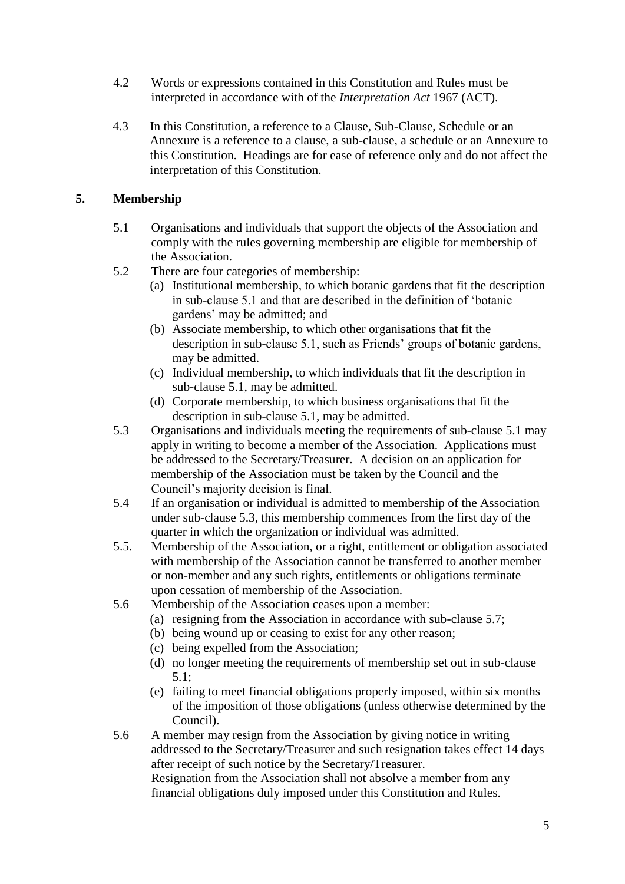4.2 Words or expressions contained in this Constitution and Rules must be interpreted in accordance with of the *Interpretation Act* 1967 (ACT).

4.3 In this Constitution, a reference to a Clause, Sub-Clause, Schedule or an Annexure is a reference to a clause, a sub-clause, a schedule or an Annexure to this Constitution. Headings are for ease of reference only and do not affect the interpretation of this Constitution.

## 5. Membership

5.1 Organisations and individuals that support the objects of the Association and comply with the rules governing membership are eligible for membership of the Association.

5.2 There are four categories of membership:

(a) Institutional membership, to which botanic gardens that fit the description in sub-clause 5.1 and that are described in the definition of 'botanic gardens' may be admitted; and

(b) Associate membership, to which other organisations that fit the description in sub-clause 5.1, such as Friends' groups of botanic gardens, may be admitted.

(c) Individual membership, to which individuals that fit the description in sub-clause 5.1, may be admitted.

(d) Corporate membership, to which business organisations that fit the description in sub-clause 5.1, may be admitted.

5.3 Organisations and individuals meeting the requirements of sub-clause 5.1 may apply in writing to become a member of the Association. Applications must be addressed to the Secretary/Treasurer. A decision on an application for membership of the Association must be taken by the Council and the Council's majority decision is final.

5.4 If an organisation or individual is admitted to membership of the Association under sub-clause 5.3, this membership commences from the first day of the quarter in which the organization or individual was admitted.

5.5. Membership of the Association, or a right, entitlement or obligation associated with membership of the Association cannot be transferred to another member or non-member and any such rights, entitlements or obligations terminate upon cessation of membership of the Association.

5.6 Membership of the Association ceases upon a member:

(a) resigning from the Association in accordance with sub-clause 5.7;

(b) being wound up or ceasing to exist for any other reason;

(c) being expelled from the Association;

(d) no longer meeting the requirements of membership set out in sub-clause 5.1;

(e) failing to meet financial obligations properly imposed, within six months of the imposition of those obligations (unless otherwise determined by the Council).

5.6 A member may resign from the Association by giving notice in writing addressed to the Secretary/Treasurer and such resignation takes effect 14 days after receipt of such notice by the Secretary/Treasurer.
Resignation from the Association shall not absolve a member from any financial obligations duly imposed under this Constitution and Rules.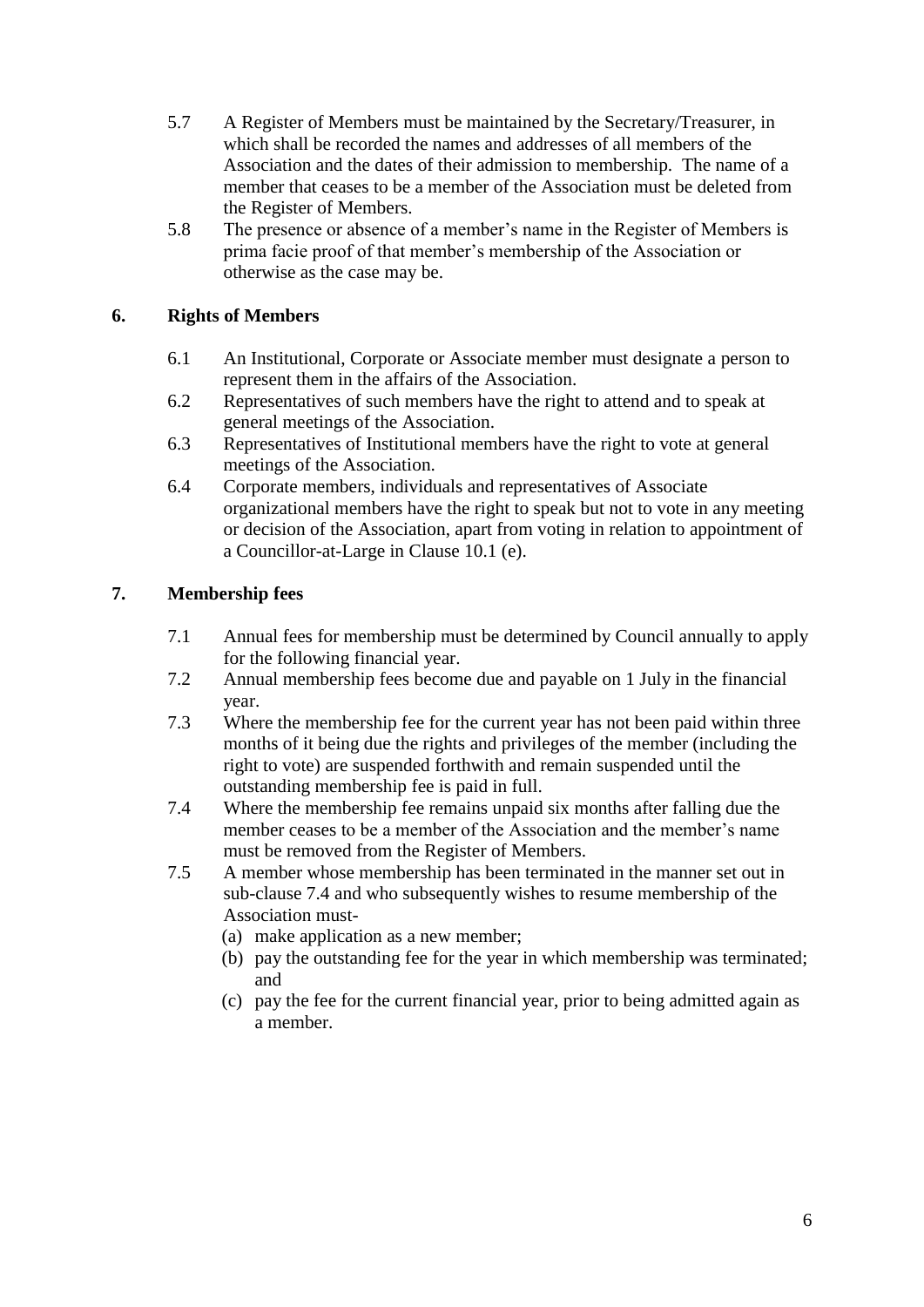5.7 A Register of Members must be maintained by the Secretary/Treasurer, in which shall be recorded the names and addresses of all members of the Association and the dates of their admission to membership. The name of a member that ceases to be a member of the Association must be deleted from the Register of Members.

5.8 The presence or absence of a member's name in the Register of Members is prima facie proof of that member's membership of the Association or otherwise as the case may be.

## 6. Rights of Members

6.1 An Institutional, Corporate or Associate member must designate a person to represent them in the affairs of the Association.

6.2 Representatives of such members have the right to attend and to speak at general meetings of the Association.

6.3 Representatives of Institutional members have the right to vote at general meetings of the Association.

6.4 Corporate members, individuals and representatives of Associate organizational members have the right to speak but not to vote in any meeting or decision of the Association, apart from voting in relation to appointment of a Councillor-at-Large in Clause 10.1 (e).

## 7. Membership fees

7.1 Annual fees for membership must be determined by Council annually to apply for the following financial year.

7.2 Annual membership fees become due and payable on 1 July in the financial year.

7.3 Where the membership fee for the current year has not been paid within three months of it being due the rights and privileges of the member (including the right to vote) are suspended forthwith and remain suspended until the outstanding membership fee is paid in full.

7.4 Where the membership fee remains unpaid six months after falling due the member ceases to be a member of the Association and the member's name must be removed from the Register of Members.

7.5 A member whose membership has been terminated in the manner set out in sub-clause 7.4 and who subsequently wishes to resume membership of the Association must-

(a) make application as a new member;

(b) pay the outstanding fee for the year in which membership was terminated; and

(c) pay the fee for the current financial year, prior to being admitted again as a member.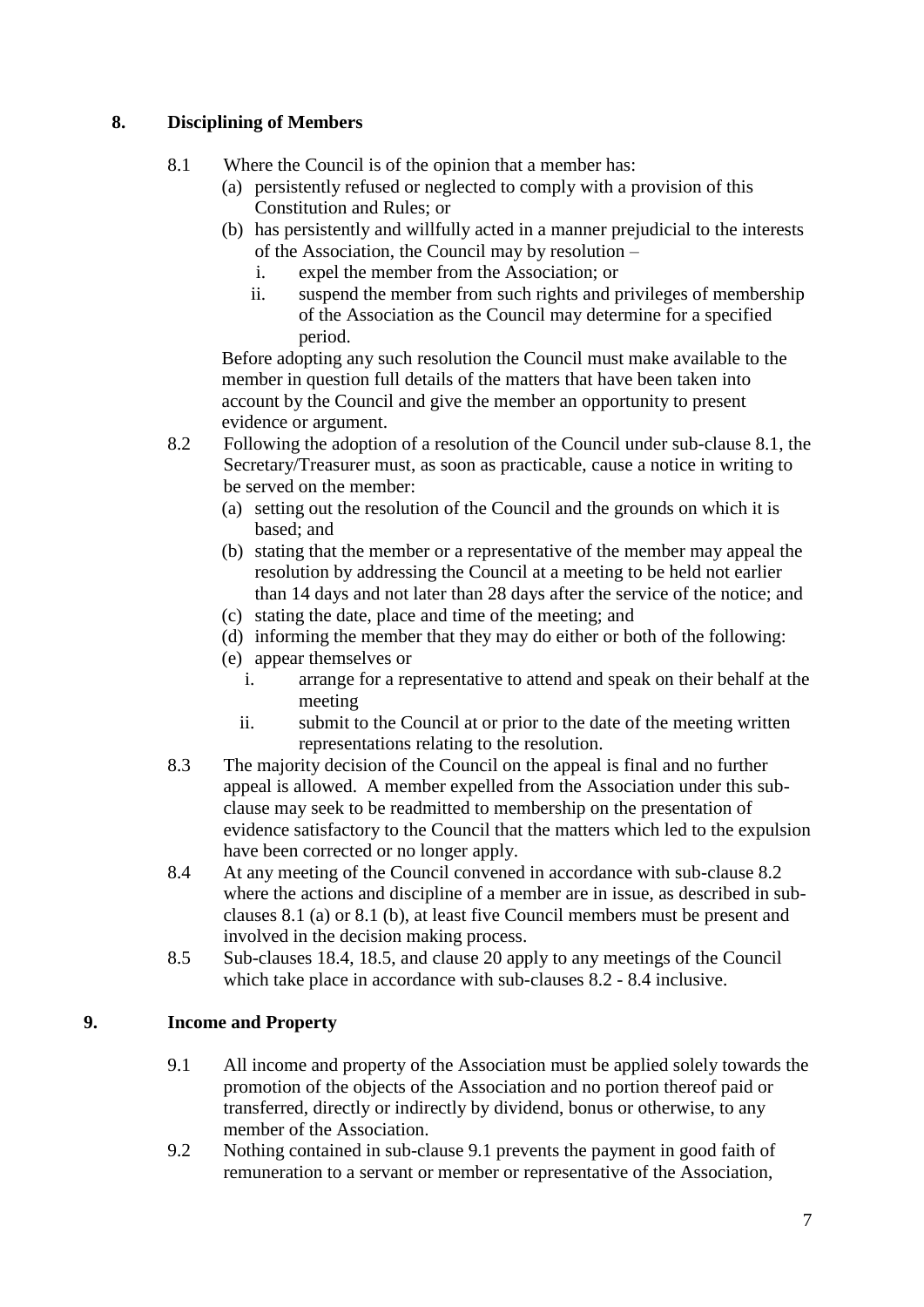## 8. Disciplining of Members

8.1 Where the Council is of the opinion that a member has:

(a) persistently refused or neglected to comply with a provision of this Constitution and Rules; or

(b) has persistently and willfully acted in a manner prejudicial to the interests of the Association, the Council may by resolution –

i. expel the member from the Association; or

ii. suspend the member from such rights and privileges of membership of the Association as the Council may determine for a specified period.

Before adopting any such resolution the Council must make available to the member in question full details of the matters that have been taken into account by the Council and give the member an opportunity to present evidence or argument.

8.2 Following the adoption of a resolution of the Council under sub-clause 8.1, the Secretary/Treasurer must, as soon as practicable, cause a notice in writing to be served on the member:

(a) setting out the resolution of the Council and the grounds on which it is based; and

(b) stating that the member or a representative of the member may appeal the resolution by addressing the Council at a meeting to be held not earlier than 14 days and not later than 28 days after the service of the notice; and

(c) stating the date, place and time of the meeting; and

(d) informing the member that they may do either or both of the following:

(e) appear themselves or

i. arrange for a representative to attend and speak on their behalf at the meeting

ii. submit to the Council at or prior to the date of the meeting written representations relating to the resolution.

8.3 The majority decision of the Council on the appeal is final and no further appeal is allowed. A member expelled from the Association under this sub-clause may seek to be readmitted to membership on the presentation of evidence satisfactory to the Council that the matters which led to the expulsion have been corrected or no longer apply.

8.4 At any meeting of the Council convened in accordance with sub-clause 8.2 where the actions and discipline of a member are in issue, as described in sub-clauses 8.1 (a) or 8.1 (b), at least five Council members must be present and involved in the decision making process.

8.5 Sub-clauses 18.4, 18.5, and clause 20 apply to any meetings of the Council which take place in accordance with sub-clauses 8.2 - 8.4 inclusive.

## 9. Income and Property

9.1 All income and property of the Association must be applied solely towards the promotion of the objects of the Association and no portion thereof paid or transferred, directly or indirectly by dividend, bonus or otherwise, to any member of the Association.

9.2 Nothing contained in sub-clause 9.1 prevents the payment in good faith of remuneration to a servant or member or representative of the Association,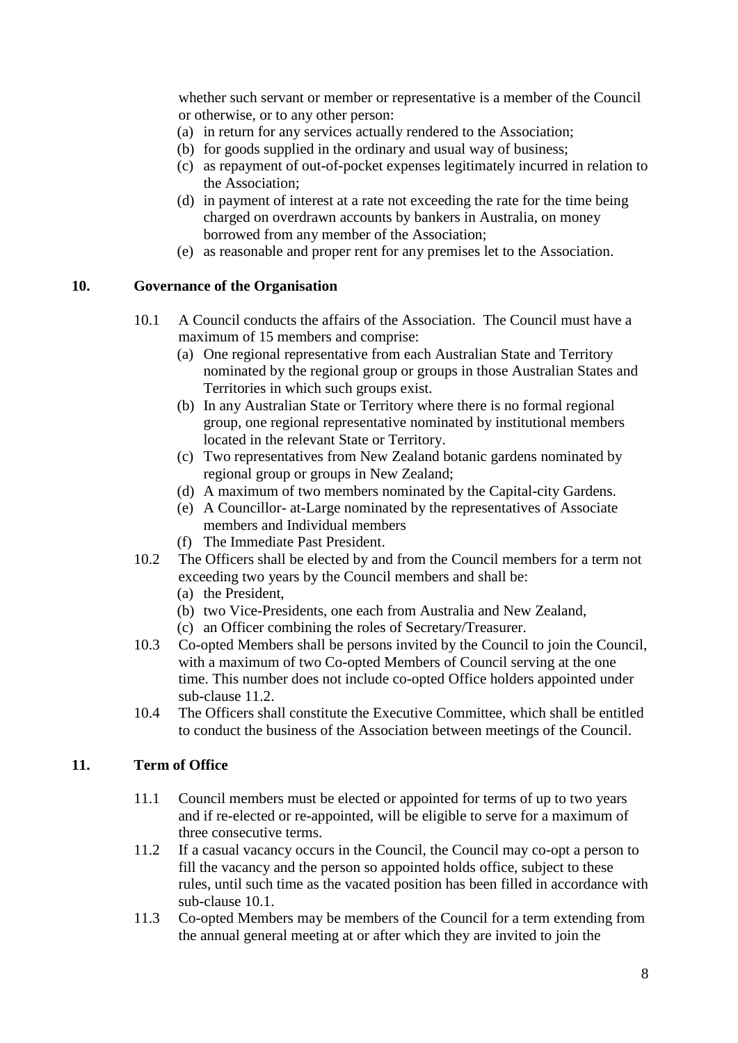whether such servant or member or representative is a member of the Council or otherwise, or to any other person:

(a) in return for any services actually rendered to the Association;
(b) for goods supplied in the ordinary and usual way of business;
(c) as repayment of out-of-pocket expenses legitimately incurred in relation to the Association;
(d) in payment of interest at a rate not exceeding the rate for the time being charged on overdrawn accounts by bankers in Australia, on money borrowed from any member of the Association;
(e) as reasonable and proper rent for any premises let to the Association.

## 10. Governance of the Organisation

10.1 A Council conducts the affairs of the Association. The Council must have a maximum of 15 members and comprise:

(a) One regional representative from each Australian State and Territory nominated by the regional group or groups in those Australian States and Territories in which such groups exist.
(b) In any Australian State or Territory where there is no formal regional group, one regional representative nominated by institutional members located in the relevant State or Territory.
(c) Two representatives from New Zealand botanic gardens nominated by regional group or groups in New Zealand;
(d) A maximum of two members nominated by the Capital-city Gardens.
(e) A Councillor- at-Large nominated by the representatives of Associate members and Individual members
(f) The Immediate Past President.

10.2 The Officers shall be elected by and from the Council members for a term not exceeding two years by the Council members and shall be:

(a) the President,
(b) two Vice-Presidents, one each from Australia and New Zealand,
(c) an Officer combining the roles of Secretary/Treasurer.

10.3 Co-opted Members shall be persons invited by the Council to join the Council, with a maximum of two Co-opted Members of Council serving at the one time. This number does not include co-opted Office holders appointed under sub-clause 11.2.

10.4 The Officers shall constitute the Executive Committee, which shall be entitled to conduct the business of the Association between meetings of the Council.

## 11. Term of Office

11.1 Council members must be elected or appointed for terms of up to two years and if re-elected or re-appointed, will be eligible to serve for a maximum of three consecutive terms.

11.2 If a casual vacancy occurs in the Council, the Council may co-opt a person to fill the vacancy and the person so appointed holds office, subject to these rules, until such time as the vacated position has been filled in accordance with sub-clause 10.1.

11.3 Co-opted Members may be members of the Council for a term extending from the annual general meeting at or after which they are invited to join the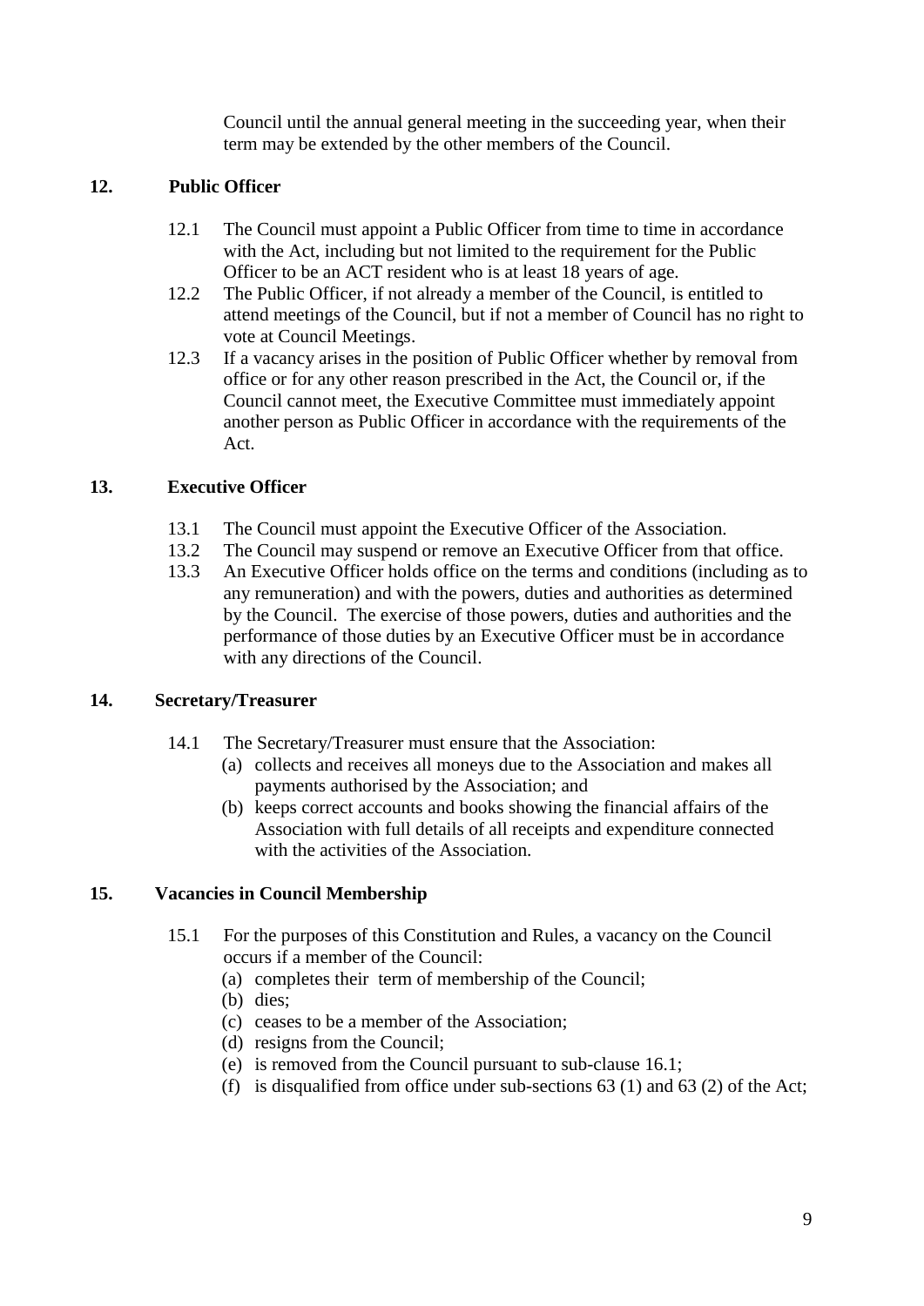Council until the annual general meeting in the succeeding year, when their term may be extended by the other members of the Council.

## 12. Public Officer

12.1 The Council must appoint a Public Officer from time to time in accordance with the Act, including but not limited to the requirement for the Public Officer to be an ACT resident who is at least 18 years of age.

12.2 The Public Officer, if not already a member of the Council, is entitled to attend meetings of the Council, but if not a member of Council has no right to vote at Council Meetings.

12.3 If a vacancy arises in the position of Public Officer whether by removal from office or for any other reason prescribed in the Act, the Council or, if the Council cannot meet, the Executive Committee must immediately appoint another person as Public Officer in accordance with the requirements of the Act.

## 13. Executive Officer

13.1 The Council must appoint the Executive Officer of the Association.

13.2 The Council may suspend or remove an Executive Officer from that office.

13.3 An Executive Officer holds office on the terms and conditions (including as to any remuneration) and with the powers, duties and authorities as determined by the Council. The exercise of those powers, duties and authorities and the performance of those duties by an Executive Officer must be in accordance with any directions of the Council.

## 14. Secretary/Treasurer

14.1 The Secretary/Treasurer must ensure that the Association:

(a) collects and receives all moneys due to the Association and makes all payments authorised by the Association; and

(b) keeps correct accounts and books showing the financial affairs of the Association with full details of all receipts and expenditure connected with the activities of the Association.

## 15. Vacancies in Council Membership

15.1 For the purposes of this Constitution and Rules, a vacancy on the Council occurs if a member of the Council:

(a) completes their term of membership of the Council;

(b) dies;

(c) ceases to be a member of the Association;

(d) resigns from the Council;

(e) is removed from the Council pursuant to sub-clause 16.1;

(f) is disqualified from office under sub-sections 63 (1) and 63 (2) of the Act;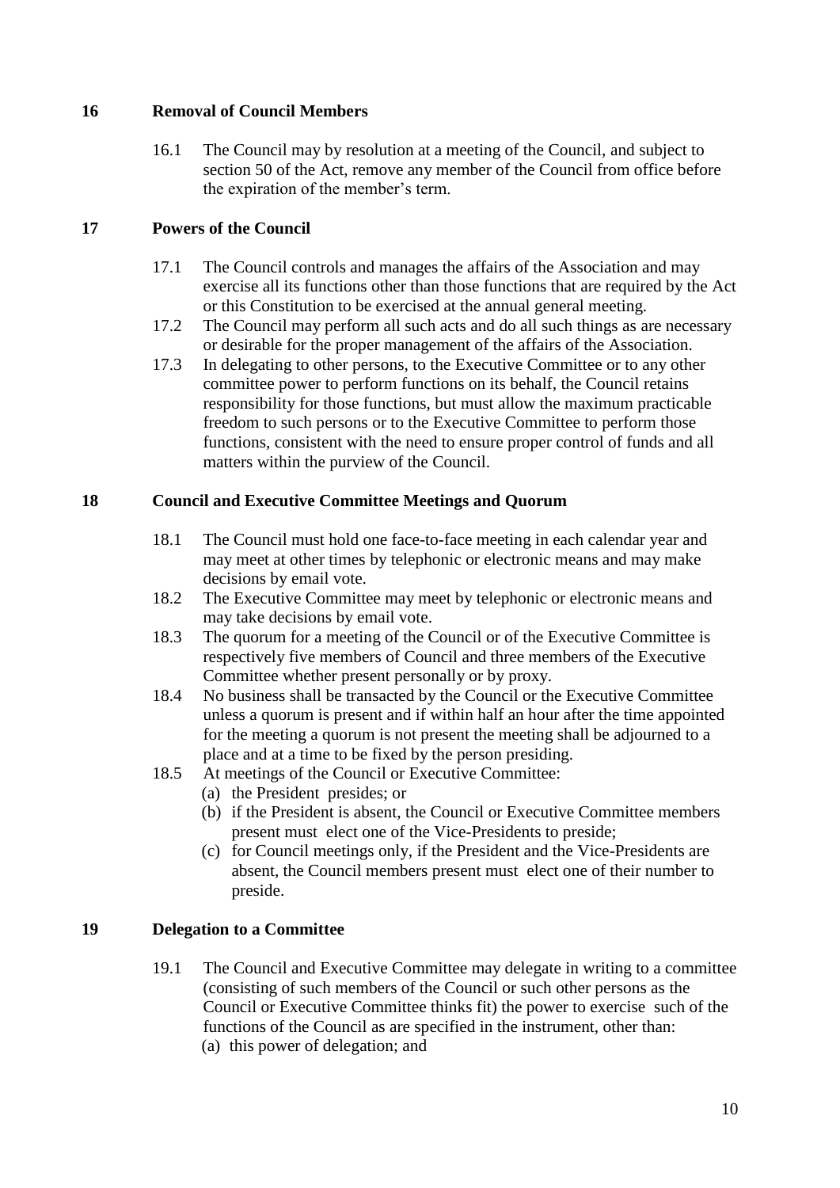## 16 Removal of Council Members

16.1 The Council may by resolution at a meeting of the Council, and subject to section 50 of the Act, remove any member of the Council from office before the expiration of the member's term.

## 17 Powers of the Council

17.1 The Council controls and manages the affairs of the Association and may exercise all its functions other than those functions that are required by the Act or this Constitution to be exercised at the annual general meeting.

17.2 The Council may perform all such acts and do all such things as are necessary or desirable for the proper management of the affairs of the Association.

17.3 In delegating to other persons, to the Executive Committee or to any other committee power to perform functions on its behalf, the Council retains responsibility for those functions, but must allow the maximum practicable freedom to such persons or to the Executive Committee to perform those functions, consistent with the need to ensure proper control of funds and all matters within the purview of the Council.

## 18 Council and Executive Committee Meetings and Quorum

18.1 The Council must hold one face-to-face meeting in each calendar year and may meet at other times by telephonic or electronic means and may make decisions by email vote.

18.2 The Executive Committee may meet by telephonic or electronic means and may take decisions by email vote.

18.3 The quorum for a meeting of the Council or of the Executive Committee is respectively five members of Council and three members of the Executive Committee whether present personally or by proxy.

18.4 No business shall be transacted by the Council or the Executive Committee unless a quorum is present and if within half an hour after the time appointed for the meeting a quorum is not present the meeting shall be adjourned to a place and at a time to be fixed by the person presiding.

18.5 At meetings of the Council or Executive Committee:

(a) the President presides; or

(b) if the President is absent, the Council or Executive Committee members present must elect one of the Vice-Presidents to preside;

(c) for Council meetings only, if the President and the Vice-Presidents are absent, the Council members present must elect one of their number to preside.

## 19 Delegation to a Committee

19.1 The Council and Executive Committee may delegate in writing to a committee (consisting of such members of the Council or such other persons as the Council or Executive Committee thinks fit) the power to exercise such of the functions of the Council as are specified in the instrument, other than:

(a) this power of delegation; and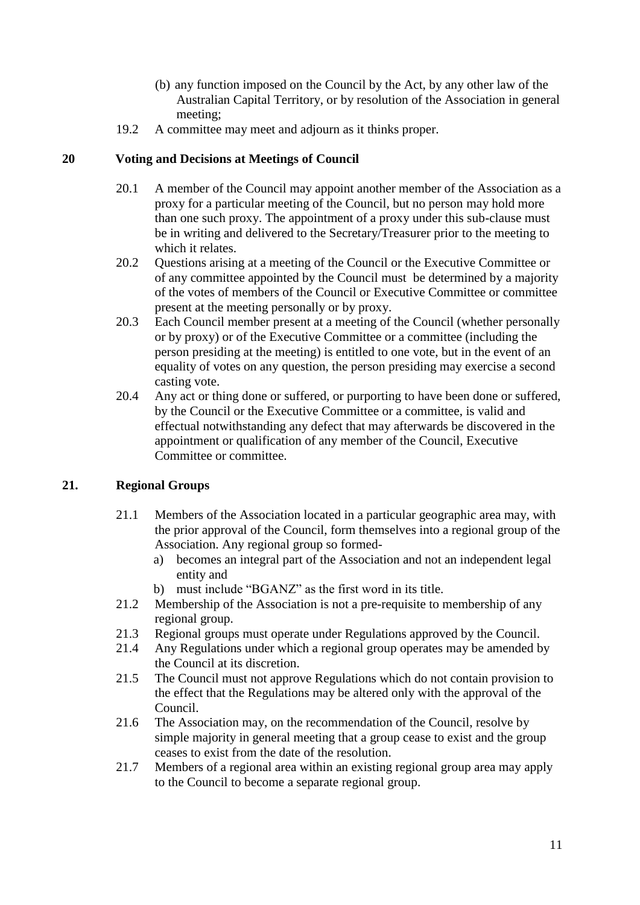(b) any function imposed on the Council by the Act, by any other law of the Australian Capital Territory, or by resolution of the Association in general meeting;

19.2 A committee may meet and adjourn as it thinks proper.

## 20 Voting and Decisions at Meetings of Council

20.1 A member of the Council may appoint another member of the Association as a proxy for a particular meeting of the Council, but no person may hold more than one such proxy. The appointment of a proxy under this sub-clause must be in writing and delivered to the Secretary/Treasurer prior to the meeting to which it relates.

20.2 Questions arising at a meeting of the Council or the Executive Committee or of any committee appointed by the Council must be determined by a majority of the votes of members of the Council or Executive Committee or committee present at the meeting personally or by proxy.

20.3 Each Council member present at a meeting of the Council (whether personally or by proxy) or of the Executive Committee or a committee (including the person presiding at the meeting) is entitled to one vote, but in the event of an equality of votes on any question, the person presiding may exercise a second casting vote.

20.4 Any act or thing done or suffered, or purporting to have been done or suffered, by the Council or the Executive Committee or a committee, is valid and effectual notwithstanding any defect that may afterwards be discovered in the appointment or qualification of any member of the Council, Executive Committee or committee.

## 21. Regional Groups

21.1 Members of the Association located in a particular geographic area may, with the prior approval of the Council, form themselves into a regional group of the Association. Any regional group so formed-

a) becomes an integral part of the Association and not an independent legal entity and

b) must include "BGANZ" as the first word in its title.

21.2 Membership of the Association is not a pre-requisite to membership of any regional group.

21.3 Regional groups must operate under Regulations approved by the Council.

21.4 Any Regulations under which a regional group operates may be amended by the Council at its discretion.

21.5 The Council must not approve Regulations which do not contain provision to the effect that the Regulations may be altered only with the approval of the Council.

21.6 The Association may, on the recommendation of the Council, resolve by simple majority in general meeting that a group cease to exist and the group ceases to exist from the date of the resolution.

21.7 Members of a regional area within an existing regional group area may apply to the Council to become a separate regional group.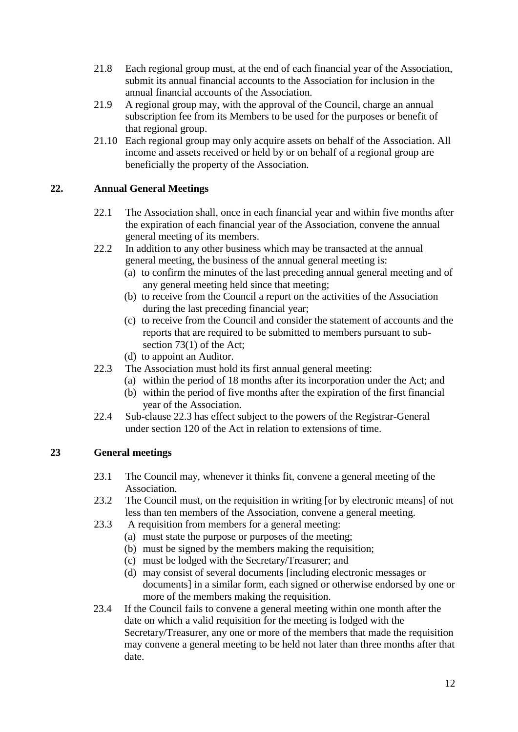21.8 Each regional group must, at the end of each financial year of the Association, submit its annual financial accounts to the Association for inclusion in the annual financial accounts of the Association.

21.9 A regional group may, with the approval of the Council, charge an annual subscription fee from its Members to be used for the purposes or benefit of that regional group.

21.10 Each regional group may only acquire assets on behalf of the Association. All income and assets received or held by or on behalf of a regional group are beneficially the property of the Association.

## 22. Annual General Meetings

22.1 The Association shall, once in each financial year and within five months after the expiration of each financial year of the Association, convene the annual general meeting of its members.

22.2 In addition to any other business which may be transacted at the annual general meeting, the business of the annual general meeting is:

- (a) to confirm the minutes of the last preceding annual general meeting and of any general meeting held since that meeting;
- (b) to receive from the Council a report on the activities of the Association during the last preceding financial year;
- (c) to receive from the Council and consider the statement of accounts and the reports that are required to be submitted to members pursuant to sub-section 73(1) of the Act;
- (d) to appoint an Auditor.

22.3 The Association must hold its first annual general meeting:

- (a) within the period of 18 months after its incorporation under the Act; and
- (b) within the period of five months after the expiration of the first financial year of the Association.

22.4 Sub-clause 22.3 has effect subject to the powers of the Registrar-General under section 120 of the Act in relation to extensions of time.

## 23 General meetings

23.1 The Council may, whenever it thinks fit, convene a general meeting of the Association.

23.2 The Council must, on the requisition in writing [or by electronic means] of not less than ten members of the Association, convene a general meeting.

23.3 A requisition from members for a general meeting:

- (a) must state the purpose or purposes of the meeting;
- (b) must be signed by the members making the requisition;
- (c) must be lodged with the Secretary/Treasurer; and
- (d) may consist of several documents [including electronic messages or documents] in a similar form, each signed or otherwise endorsed by one or more of the members making the requisition.

23.4 If the Council fails to convene a general meeting within one month after the date on which a valid requisition for the meeting is lodged with the Secretary/Treasurer, any one or more of the members that made the requisition may convene a general meeting to be held not later than three months after that date.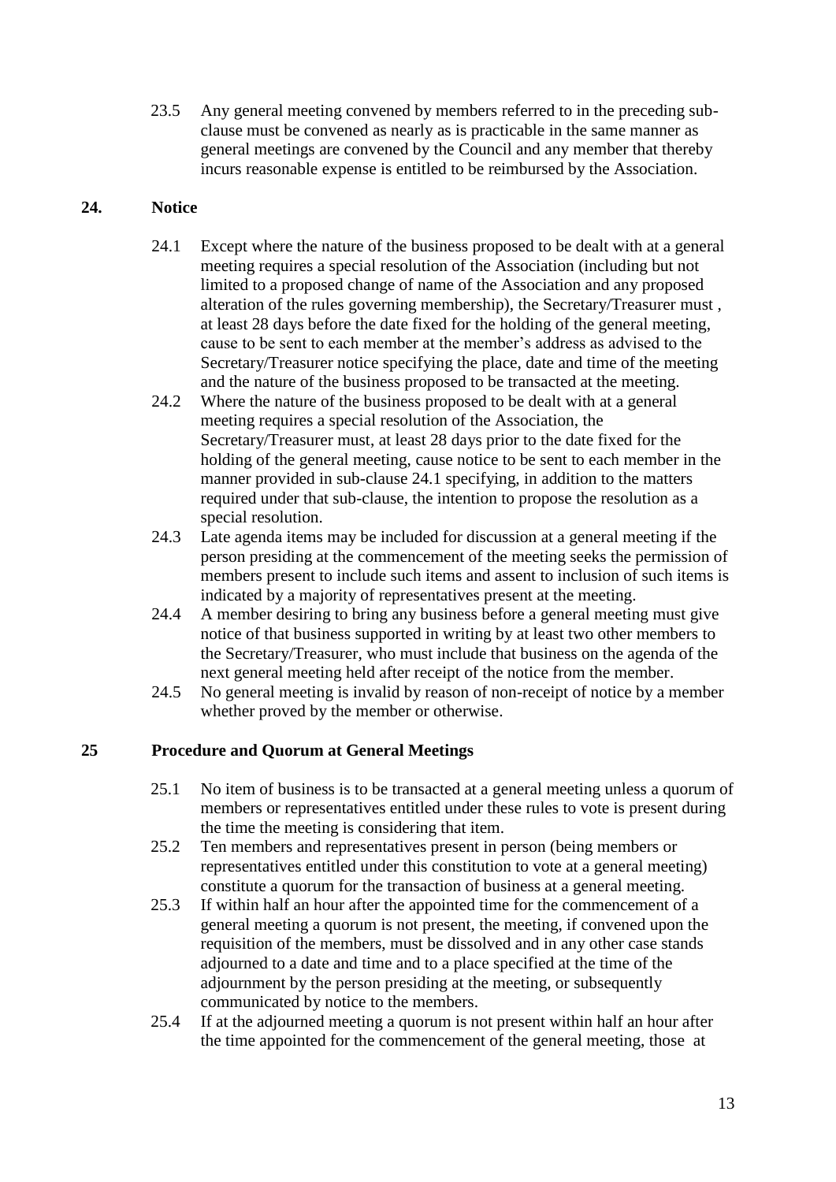23.5 Any general meeting convened by members referred to in the preceding sub-clause must be convened as nearly as is practicable in the same manner as general meetings are convened by the Council and any member that thereby incurs reasonable expense is entitled to be reimbursed by the Association.

## 24. Notice

24.1 Except where the nature of the business proposed to be dealt with at a general meeting requires a special resolution of the Association (including but not limited to a proposed change of name of the Association and any proposed alteration of the rules governing membership), the Secretary/Treasurer must , at least 28 days before the date fixed for the holding of the general meeting, cause to be sent to each member at the member's address as advised to the Secretary/Treasurer notice specifying the place, date and time of the meeting and the nature of the business proposed to be transacted at the meeting.

24.2 Where the nature of the business proposed to be dealt with at a general meeting requires a special resolution of the Association, the Secretary/Treasurer must, at least 28 days prior to the date fixed for the holding of the general meeting, cause notice to be sent to each member in the manner provided in sub-clause 24.1 specifying, in addition to the matters required under that sub-clause, the intention to propose the resolution as a special resolution.

24.3 Late agenda items may be included for discussion at a general meeting if the person presiding at the commencement of the meeting seeks the permission of members present to include such items and assent to inclusion of such items is indicated by a majority of representatives present at the meeting.

24.4 A member desiring to bring any business before a general meeting must give notice of that business supported in writing by at least two other members to the Secretary/Treasurer, who must include that business on the agenda of the next general meeting held after receipt of the notice from the member.

24.5 No general meeting is invalid by reason of non-receipt of notice by a member whether proved by the member or otherwise.

## 25 Procedure and Quorum at General Meetings

25.1 No item of business is to be transacted at a general meeting unless a quorum of members or representatives entitled under these rules to vote is present during the time the meeting is considering that item.

25.2 Ten members and representatives present in person (being members or representatives entitled under this constitution to vote at a general meeting) constitute a quorum for the transaction of business at a general meeting.

25.3 If within half an hour after the appointed time for the commencement of a general meeting a quorum is not present, the meeting, if convened upon the requisition of the members, must be dissolved and in any other case stands adjourned to a date and time and to a place specified at the time of the adjournment by the person presiding at the meeting, or subsequently communicated by notice to the members.

25.4 If at the adjourned meeting a quorum is not present within half an hour after the time appointed for the commencement of the general meeting, those at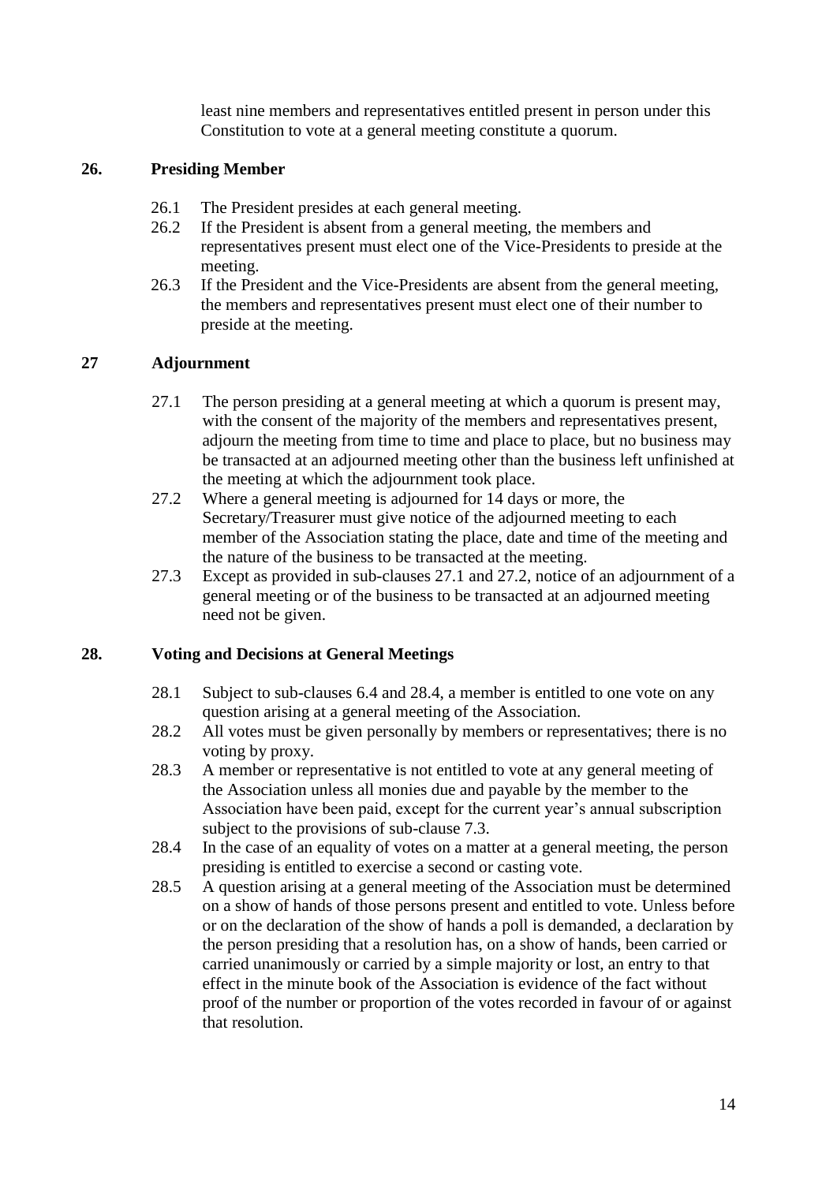least nine members and representatives entitled present in person under this Constitution to vote at a general meeting constitute a quorum.

## 26. Presiding Member

26.1 The President presides at each general meeting.

26.2 If the President is absent from a general meeting, the members and representatives present must elect one of the Vice-Presidents to preside at the meeting.

26.3 If the President and the Vice-Presidents are absent from the general meeting, the members and representatives present must elect one of their number to preside at the meeting.

## 27 Adjournment

27.1 The person presiding at a general meeting at which a quorum is present may, with the consent of the majority of the members and representatives present, adjourn the meeting from time to time and place to place, but no business may be transacted at an adjourned meeting other than the business left unfinished at the meeting at which the adjournment took place.

27.2 Where a general meeting is adjourned for 14 days or more, the Secretary/Treasurer must give notice of the adjourned meeting to each member of the Association stating the place, date and time of the meeting and the nature of the business to be transacted at the meeting.

27.3 Except as provided in sub-clauses 27.1 and 27.2, notice of an adjournment of a general meeting or of the business to be transacted at an adjourned meeting need not be given.

## 28. Voting and Decisions at General Meetings

28.1 Subject to sub-clauses 6.4 and 28.4, a member is entitled to one vote on any question arising at a general meeting of the Association.

28.2 All votes must be given personally by members or representatives; there is no voting by proxy.

28.3 A member or representative is not entitled to vote at any general meeting of the Association unless all monies due and payable by the member to the Association have been paid, except for the current year's annual subscription subject to the provisions of sub-clause 7.3.

28.4 In the case of an equality of votes on a matter at a general meeting, the person presiding is entitled to exercise a second or casting vote.

28.5 A question arising at a general meeting of the Association must be determined on a show of hands of those persons present and entitled to vote. Unless before or on the declaration of the show of hands a poll is demanded, a declaration by the person presiding that a resolution has, on a show of hands, been carried or carried unanimously or carried by a simple majority or lost, an entry to that effect in the minute book of the Association is evidence of the fact without proof of the number or proportion of the votes recorded in favour of or against that resolution.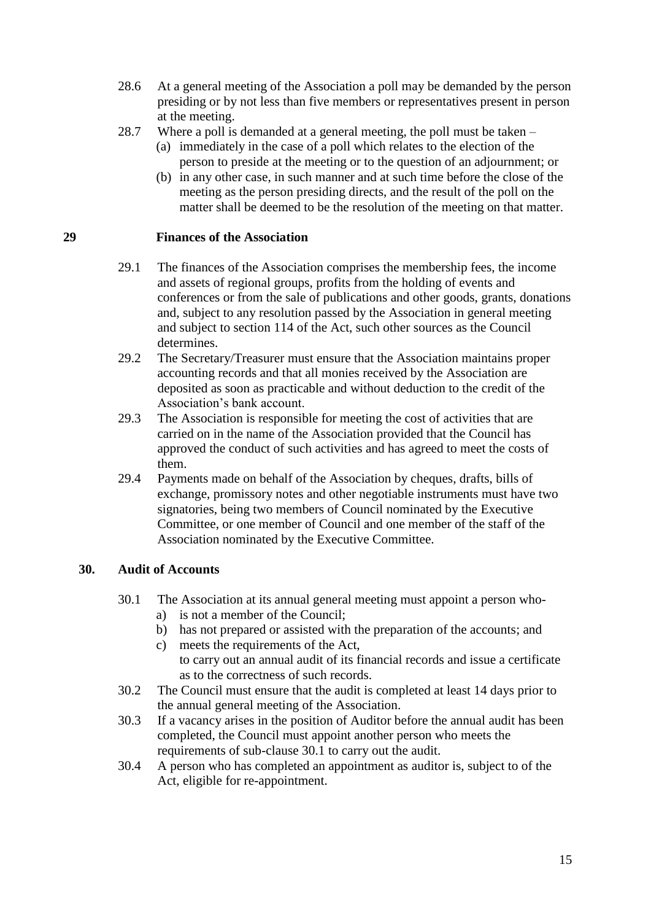28.6 At a general meeting of the Association a poll may be demanded by the person presiding or by not less than five members or representatives present in person at the meeting.

28.7 Where a poll is demanded at a general meeting, the poll must be taken –
  (a) immediately in the case of a poll which relates to the election of the person to preside at the meeting or to the question of an adjournment; or
  (b) in any other case, in such manner and at such time before the close of the meeting as the person presiding directs, and the result of the poll on the matter shall be deemed to be the resolution of the meeting on that matter.

## 29 Finances of the Association

29.1 The finances of the Association comprises the membership fees, the income and assets of regional groups, profits from the holding of events and conferences or from the sale of publications and other goods, grants, donations and, subject to any resolution passed by the Association in general meeting and subject to section 114 of the Act, such other sources as the Council determines.

29.2 The Secretary/Treasurer must ensure that the Association maintains proper accounting records and that all monies received by the Association are deposited as soon as practicable and without deduction to the credit of the Association's bank account.

29.3 The Association is responsible for meeting the cost of activities that are carried on in the name of the Association provided that the Council has approved the conduct of such activities and has agreed to meet the costs of them.

29.4 Payments made on behalf of the Association by cheques, drafts, bills of exchange, promissory notes and other negotiable instruments must have two signatories, being two members of Council nominated by the Executive Committee, or one member of Council and one member of the staff of the Association nominated by the Executive Committee.

## 30. Audit of Accounts

30.1 The Association at its annual general meeting must appoint a person who-
  a) is not a member of the Council;
  b) has not prepared or assisted with the preparation of the accounts; and
  c) meets the requirements of the Act,

  to carry out an annual audit of its financial records and issue a certificate as to the correctness of such records.

30.2 The Council must ensure that the audit is completed at least 14 days prior to the annual general meeting of the Association.

30.3 If a vacancy arises in the position of Auditor before the annual audit has been completed, the Council must appoint another person who meets the requirements of sub-clause 30.1 to carry out the audit.

30.4 A person who has completed an appointment as auditor is, subject to of the Act, eligible for re-appointment.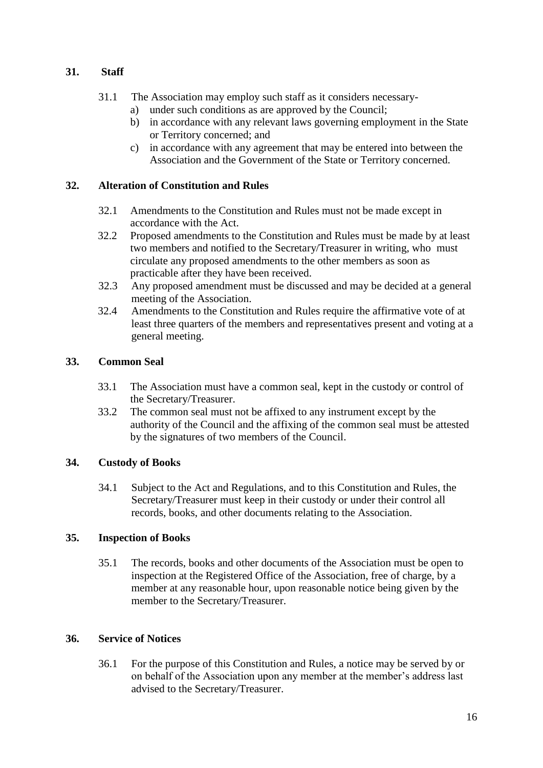## 31. Staff

31.1 The Association may employ such staff as it considers necessary-

a) under such conditions as are approved by the Council;

b) in accordance with any relevant laws governing employment in the State or Territory concerned; and

c) in accordance with any agreement that may be entered into between the Association and the Government of the State or Territory concerned.

## 32. Alteration of Constitution and Rules

32.1 Amendments to the Constitution and Rules must not be made except in accordance with the Act.

32.2 Proposed amendments to the Constitution and Rules must be made by at least two members and notified to the Secretary/Treasurer in writing, who must circulate any proposed amendments to the other members as soon as practicable after they have been received.

32.3 Any proposed amendment must be discussed and may be decided at a general meeting of the Association.

32.4 Amendments to the Constitution and Rules require the affirmative vote of at least three quarters of the members and representatives present and voting at a general meeting.

## 33. Common Seal

33.1 The Association must have a common seal, kept in the custody or control of the Secretary/Treasurer.

33.2 The common seal must not be affixed to any instrument except by the authority of the Council and the affixing of the common seal must be attested by the signatures of two members of the Council.

## 34. Custody of Books

34.1 Subject to the Act and Regulations, and to this Constitution and Rules, the Secretary/Treasurer must keep in their custody or under their control all records, books, and other documents relating to the Association.

## 35. Inspection of Books

35.1 The records, books and other documents of the Association must be open to inspection at the Registered Office of the Association, free of charge, by a member at any reasonable hour, upon reasonable notice being given by the member to the Secretary/Treasurer.

## 36. Service of Notices

36.1 For the purpose of this Constitution and Rules, a notice may be served by or on behalf of the Association upon any member at the member's address last advised to the Secretary/Treasurer.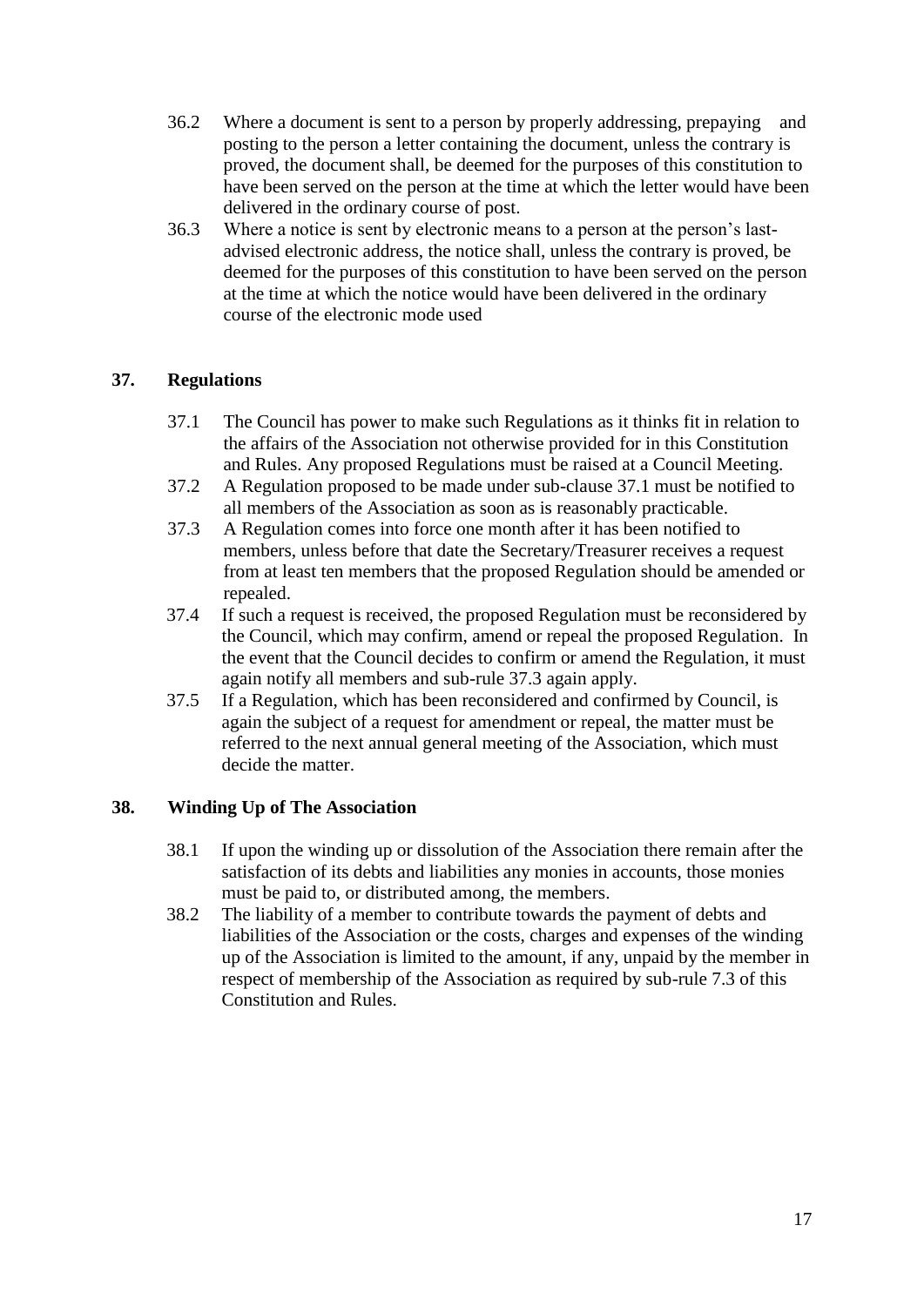36.2 Where a document is sent to a person by properly addressing, prepaying and posting to the person a letter containing the document, unless the contrary is proved, the document shall, be deemed for the purposes of this constitution to have been served on the person at the time at which the letter would have been delivered in the ordinary course of post.

36.3 Where a notice is sent by electronic means to a person at the person's last-advised electronic address, the notice shall, unless the contrary is proved, be deemed for the purposes of this constitution to have been served on the person at the time at which the notice would have been delivered in the ordinary course of the electronic mode used

## 37. Regulations

37.1 The Council has power to make such Regulations as it thinks fit in relation to the affairs of the Association not otherwise provided for in this Constitution and Rules. Any proposed Regulations must be raised at a Council Meeting.

37.2 A Regulation proposed to be made under sub-clause 37.1 must be notified to all members of the Association as soon as is reasonably practicable.

37.3 A Regulation comes into force one month after it has been notified to members, unless before that date the Secretary/Treasurer receives a request from at least ten members that the proposed Regulation should be amended or repealed.

37.4 If such a request is received, the proposed Regulation must be reconsidered by the Council, which may confirm, amend or repeal the proposed Regulation. In the event that the Council decides to confirm or amend the Regulation, it must again notify all members and sub-rule 37.3 again apply.

37.5 If a Regulation, which has been reconsidered and confirmed by Council, is again the subject of a request for amendment or repeal, the matter must be referred to the next annual general meeting of the Association, which must decide the matter.

## 38. Winding Up of The Association

38.1 If upon the winding up or dissolution of the Association there remain after the satisfaction of its debts and liabilities any monies in accounts, those monies must be paid to, or distributed among, the members.

38.2 The liability of a member to contribute towards the payment of debts and liabilities of the Association or the costs, charges and expenses of the winding up of the Association is limited to the amount, if any, unpaid by the member in respect of membership of the Association as required by sub-rule 7.3 of this Constitution and Rules.